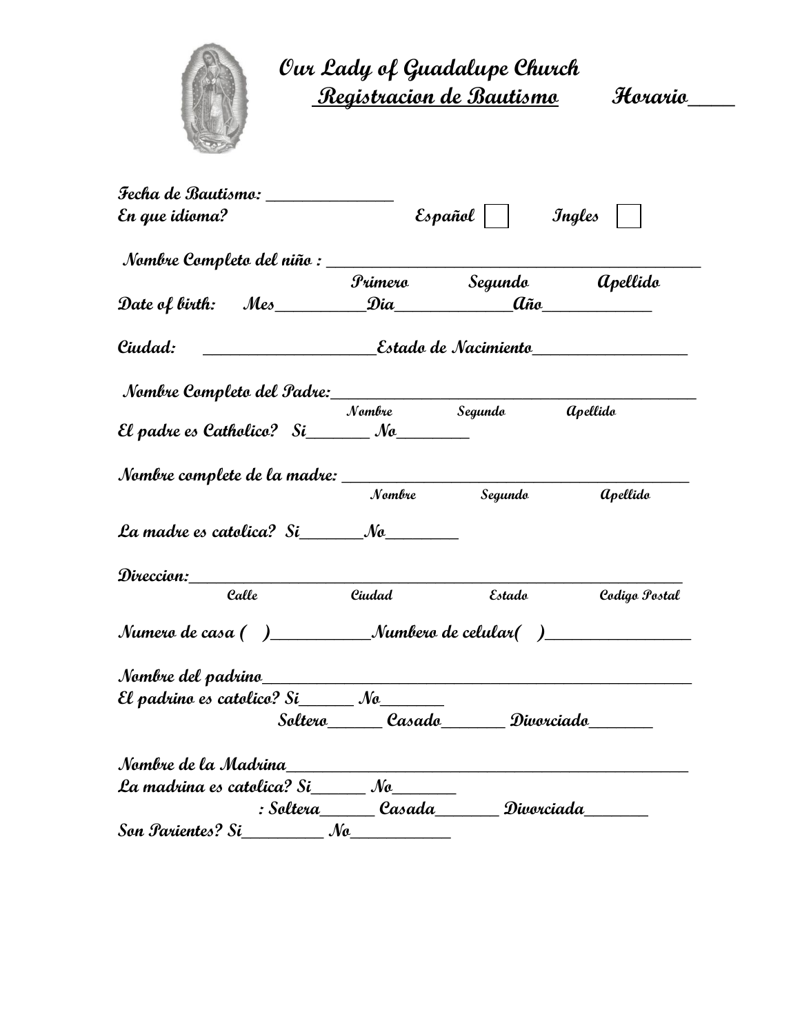# Our Lady of Guadalupe Church

## Registracion de Bautismo Horario____

Fecha de Bautismo: _______________

En que idioma? Español ☐ Ingles ☐

Nombre Completo del niño : ____________________________________________

Primero Segundo Apellido

Date of birth: Mes__________Dia_____________Año____________

Ciudad: ___________________Estado de Nacimiento_________________

Nombre Completo del Padre:____________________________________________

Nombre Segundo Apellido

El padre es Catholico? Si_______ No________

Nombre complete de la madre: __________________________________________

Nombre Segundo Apellido

La madre es catolica? Si_______No________

Direccion:____________________________________________________________

Calle Ciudad Estado Codigo Postal

Numero de casa ( )___________Numbero de celular( )________________

Nombre del padrino_____________________________________________________

El padrino es catolico? Si______ No_______

Soltero______ Casado_______ Divorciado_______

Nombre de la Madrina__________________________________________________

La madrina es catolica? Si______ No_______

: Soltera______ Casada_______ Divorciada_______

Son Parientes? Si_________ No___________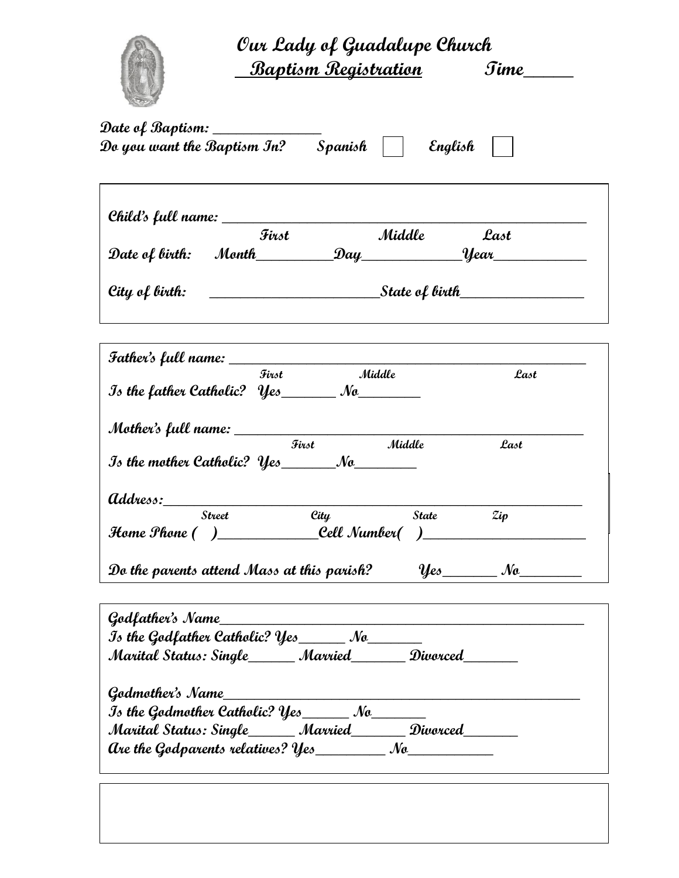# Our Lady of Guadalupe Church

## Baptism Registration Time______

**Date of Baptism:** _______________

**Do you want the Baptism In?** Spanish ☐ English ☐

---

**Child's full name:** ________________________________________________
First Middle Last

**Date of birth:** Month__________Day_____________Year____________

**City of birth:** _______________________State of birth________________

---

**Father's full name:** ________________________________________________
First Middle Last

**Is the father Catholic?** Yes_______ No________

**Mother's full name:** ________________________________________________
First Middle Last

**Is the mother Catholic?** Yes_______No________

**Address:**___________________________________________________________
Street City State Zip

**Home Phone** ( )_____________Cell Number( )_____________________

**Do the parents attend Mass at this parish?** Yes_______ No________

---

**Godfather's Name**___________________________________________________

**Is the Godfather Catholic?** Yes______ No_______

**Marital Status:** Single______ Married_______ Divorced_______

**Godmother's Name**__________________________________________________

**Is the Godmother Catholic?** Yes______ No_______

**Marital Status:** Single______ Married_______ Divorced_______

**Are the Godparents relatives?** Yes_________ No___________